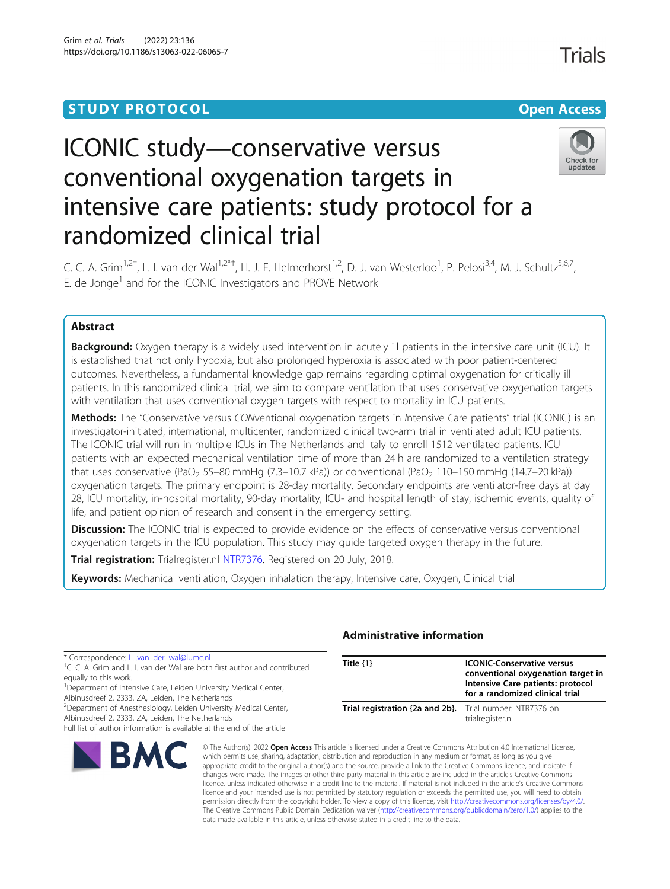STUDY PROTOCOL

Open Access

# ICONIC study—conservative versus conventional oxygenation targets in intensive care patients: study protocol for a randomized clinical trial

C. C. A. Grim[1,2†], L. I. van der Wal[1,2*†], H. J. F. Helmerhorst[1,2], D. J. van Westerloo[1], P. Pelosi[3,4], M. J. Schultz[5,6,7], E. de Jonge[1] and for the ICONIC Investigators and PROVE Network

## Abstract

**Background:** Oxygen therapy is a widely used intervention in acutely ill patients in the intensive care unit (ICU). It is established that not only hypoxia, but also prolonged hyperoxia is associated with poor patient-centered outcomes. Nevertheless, a fundamental knowledge gap remains regarding optimal oxygenation for critically ill patients. In this randomized clinical trial, we aim to compare ventilation that uses conservative oxygenation targets with ventilation that uses conventional oxygen targets with respect to mortality in ICU patients.

**Methods:** The "ConservatIve versus CONventional oxygenation targets in Intensive Care patients" trial (ICONIC) is an investigator-initiated, international, multicenter, randomized clinical two-arm trial in ventilated adult ICU patients. The ICONIC trial will run in multiple ICUs in The Netherlands and Italy to enroll 1512 ventilated patients. ICU patients with an expected mechanical ventilation time of more than 24 h are randomized to a ventilation strategy that uses conservative ($PaO_2$ 55–80 mmHg (7.3–10.7 kPa)) or conventional ($PaO_2$ 110–150 mmHg (14.7–20 kPa)) oxygenation targets. The primary endpoint is 28-day mortality. Secondary endpoints are ventilator-free days at day 28, ICU mortality, in-hospital mortality, 90-day mortality, ICU- and hospital length of stay, ischemic events, quality of life, and patient opinion of research and consent in the emergency setting.

**Discussion:** The ICONIC trial is expected to provide evidence on the effects of conservative versus conventional oxygenation targets in the ICU population. This study may guide targeted oxygen therapy in the future.

**Trial registration:** Trialregister.nl NTR7376. Registered on 20 July, 2018.

**Keywords:** Mechanical ventilation, Oxygen inhalation therapy, Intensive care, Oxygen, Clinical trial

\* Correspondence: L.I.van_der_wal@lumc.nl

†C. C. A. Grim and L. I. van der Wal are both first author and contributed equally to this work.

[1]Department of Intensive Care, Leiden University Medical Center, Albinusdreef 2, 2333, ZA, Leiden, The Netherlands

[2]Department of Anesthesiology, Leiden University Medical Center, Albinusdreef 2, 2333, ZA, Leiden, The Netherlands

Full list of author information is available at the end of the article

## Administrative information

| Title {1} | ICONIC-Conservative versus conventional oxygenation target in Intensive Care patients: protocol for a randomized clinical trial |
|---|---|
| Trial registration {2a and 2b}. | Trial number: NTR7376 on trialregister.nl |

© The Author(s). 2022 **Open Access** This article is licensed under a Creative Commons Attribution 4.0 International License, which permits use, sharing, adaptation, distribution and reproduction in any medium or format, as long as you give appropriate credit to the original author(s) and the source, provide a link to the Creative Commons licence, and indicate if changes were made. The images or other third party material in this article are included in the article's Creative Commons licence, unless indicated otherwise in a credit line to the material. If material is not included in the article's Creative Commons licence and your intended use is not permitted by statutory regulation or exceeds the permitted use, you will need to obtain permission directly from the copyright holder. To view a copy of this licence, visit http://creativecommons.org/licenses/by/4.0/. The Creative Commons Public Domain Dedication waiver (http://creativecommons.org/publicdomain/zero/1.0/) applies to the data made available in this article, unless otherwise stated in a credit line to the data.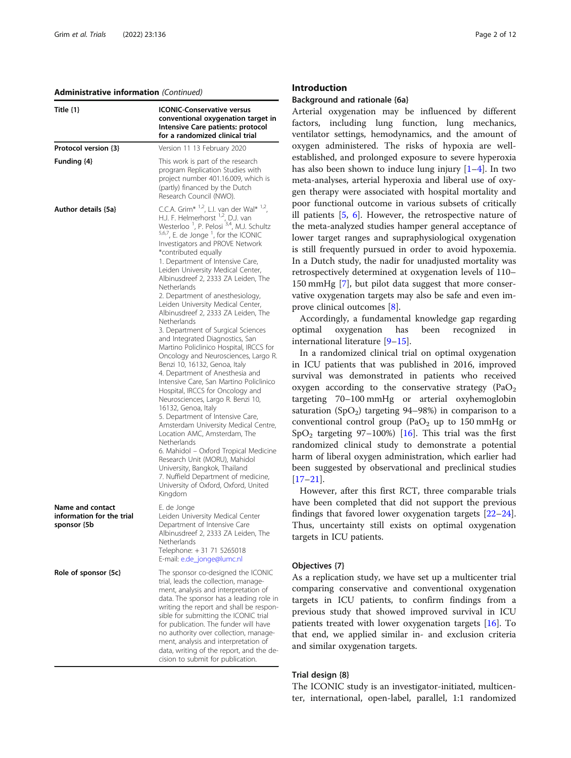**Administrative information** *(Continued)*

| Title {1} | ICONIC-Conservative versus conventional oxygenation target in Intensive Care patients: protocol for a randomized clinical trial |
|---|---|
| Protocol version {3} | Version 11 13 February 2020 |
| Funding {4} | This work is part of the research program Replication Studies with project number 401.16.009, which is (partly) financed by the Dutch Research Council (NWO). |
| Author details {5a} | C.C.A. Grim* [1,2], L.I. van der Wal* [1,2], H.J. F. Helmerhorst [1,2], D.J. van Westerloo [1], P. Pelosi [3,4], M.J. Schultz [5,6,7], E. de Jonge [1], for the ICONIC Investigators and PROVE Network *contributed equally 1. Department of Intensive Care, Leiden University Medical Center, Albinusdreef 2, 2333 ZA Leiden, The Netherlands 2. Department of anesthesiology, Leiden University Medical Center, Albinusdreef 2, 2333 ZA Leiden, The Netherlands 3. Department of Surgical Sciences and Integrated Diagnostics, San Martino Policlinico Hospital, IRCCS for Oncology and Neurosciences, Largo R. Benzi 10, 16132, Genoa, Italy 4. Department of Anesthesia and Intensive Care, San Martino Policlinico Hospital, IRCCS for Oncology and Neurosciences, Largo R. Benzi 10, 16132, Genoa, Italy 5. Department of Intensive Care, Amsterdam University Medical Centre, Location AMC, Amsterdam, The Netherlands 6. Mahidol – Oxford Tropical Medicine Research Unit (MORU), Mahidol University, Bangkok, Thailand 7. Nuffield Department of medicine, University of Oxford, Oxford, United Kingdom |
| Name and contact information for the trial sponsor {5b | E. de Jonge Leiden University Medical Center Department of Intensive Care Albinusdreef 2, 2333 ZA Leiden, The Netherlands Telephone: + 31 71 5265018 E-mail: e.de_jonge@lumc.nl |
| Role of sponsor {5c} | The sponsor co-designed the ICONIC trial, leads the collection, management, analysis and interpretation of data. The sponsor has a leading role in writing the report and shall be responsible for submitting the ICONIC trial for publication. The funder will have no authority over collection, management, analysis and interpretation of data, writing of the report, and the decision to submit for publication. |

## Introduction

### Background and rationale {6a}

Arterial oxygenation may be influenced by different factors, including lung function, lung mechanics, ventilator settings, hemodynamics, and the amount of oxygen administered. The risks of hypoxia are well-established, and prolonged exposure to severe hyperoxia has also been shown to induce lung injury [1–4]. In two meta-analyses, arterial hyperoxia and liberal use of oxygen therapy were associated with hospital mortality and poor functional outcome in various subsets of critically ill patients [5, 6]. However, the retrospective nature of the meta-analyzed studies hamper general acceptance of lower target ranges and supraphysiological oxygenation is still frequently pursued in order to avoid hypoxemia. In a Dutch study, the nadir for unadjusted mortality was retrospectively determined at oxygenation levels of 110–150 mmHg [7], but pilot data suggest that more conservative oxygenation targets may also be safe and even improve clinical outcomes [8].

Accordingly, a fundamental knowledge gap regarding optimal oxygenation has been recognized in international literature [9–15].

In a randomized clinical trial on optimal oxygenation in ICU patients that was published in 2016, improved survival was demonstrated in patients who received oxygen according to the conservative strategy ($PaO_2$ targeting 70–100 mmHg or arterial oxyhemoglobin saturation ($SpO_2$) targeting 94–98%) in comparison to a conventional control group ($PaO_2$ up to 150 mmHg or $SpO_2$ targeting 97–100%) [16]. This trial was the first randomized clinical study to demonstrate a potential harm of liberal oxygen administration, which earlier had been suggested by observational and preclinical studies [17–21].

However, after this first RCT, three comparable trials have been completed that did not support the previous findings that favored lower oxygenation targets [22–24]. Thus, uncertainty still exists on optimal oxygenation targets in ICU patients.

### Objectives {7}

As a replication study, we have set up a multicenter trial comparing conservative and conventional oxygenation targets in ICU patients, to confirm findings from a previous study that showed improved survival in ICU patients treated with lower oxygenation targets [16]. To that end, we applied similar in- and exclusion criteria and similar oxygenation targets.

### Trial design {8}

The ICONIC study is an investigator-initiated, multicenter, international, open-label, parallel, 1:1 randomized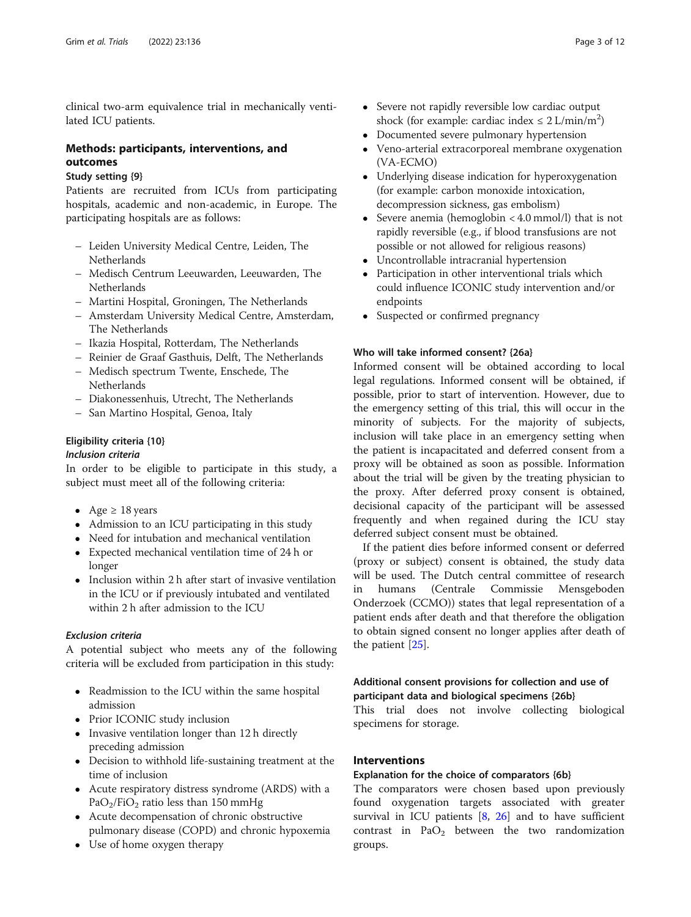clinical two-arm equivalence trial in mechanically ventilated ICU patients.

## Methods: participants, interventions, and outcomes

### Study setting {9}

Patients are recruited from ICUs from participating hospitals, academic and non-academic, in Europe. The participating hospitals are as follows:

- Leiden University Medical Centre, Leiden, The Netherlands
- Medisch Centrum Leeuwarden, Leeuwarden, The Netherlands
- Martini Hospital, Groningen, The Netherlands
- Amsterdam University Medical Centre, Amsterdam, The Netherlands
- Ikazia Hospital, Rotterdam, The Netherlands
- Reinier de Graaf Gasthuis, Delft, The Netherlands
- Medisch spectrum Twente, Enschede, The Netherlands
- Diakonessenhuis, Utrecht, The Netherlands
- San Martino Hospital, Genoa, Italy

### Eligibility criteria {10}

#### *Inclusion criteria*

In order to be eligible to participate in this study, a subject must meet all of the following criteria:

- Age ≥ 18 years
- Admission to an ICU participating in this study
- Need for intubation and mechanical ventilation
- Expected mechanical ventilation time of 24 h or longer
- Inclusion within 2 h after start of invasive ventilation in the ICU or if previously intubated and ventilated within 2 h after admission to the ICU

#### *Exclusion criteria*

A potential subject who meets any of the following criteria will be excluded from participation in this study:

- Readmission to the ICU within the same hospital admission
- Prior ICONIC study inclusion
- Invasive ventilation longer than 12 h directly preceding admission
- Decision to withhold life-sustaining treatment at the time of inclusion
- Acute respiratory distress syndrome (ARDS) with a $PaO_2/FiO_2$ ratio less than 150 mmHg
- Acute decompensation of chronic obstructive pulmonary disease (COPD) and chronic hypoxemia
- Use of home oxygen therapy
- Severe not rapidly reversible low cardiac output shock (for example: cardiac index ≤ 2 L/min/$m^2$)
- Documented severe pulmonary hypertension
- Veno-arterial extracorporeal membrane oxygenation (VA-ECMO)
- Underlying disease indication for hyperoxygenation (for example: carbon monoxide intoxication, decompression sickness, gas embolism)
- Severe anemia (hemoglobin < 4.0 mmol/l) that is not rapidly reversible (e.g., if blood transfusions are not possible or not allowed for religious reasons)
- Uncontrollable intracranial hypertension
- Participation in other interventional trials which could influence ICONIC study intervention and/or endpoints
- Suspected or confirmed pregnancy

### Who will take informed consent? {26a}

Informed consent will be obtained according to local legal regulations. Informed consent will be obtained, if possible, prior to start of intervention. However, due to the emergency setting of this trial, this will occur in the minority of subjects. For the majority of subjects, inclusion will take place in an emergency setting when the patient is incapacitated and deferred consent from a proxy will be obtained as soon as possible. Information about the trial will be given by the treating physician to the proxy. After deferred proxy consent is obtained, decisional capacity of the participant will be assessed frequently and when regained during the ICU stay deferred subject consent must be obtained.

If the patient dies before informed consent or deferred (proxy or subject) consent is obtained, the study data will be used. The Dutch central committee of research in humans (Centrale Commissie Mensgebonden Onderzoek (CCMO)) states that legal representation of a patient ends after death and that therefore the obligation to obtain signed consent no longer applies after death of the patient [25].

### Additional consent provisions for collection and use of participant data and biological specimens {26b}

This trial does not involve collecting biological specimens for storage.

## Interventions

### Explanation for the choice of comparators {6b}

The comparators were chosen based upon previously found oxygenation targets associated with greater survival in ICU patients [8, 26] and to have sufficient contrast in $PaO_2$ between the two randomization groups.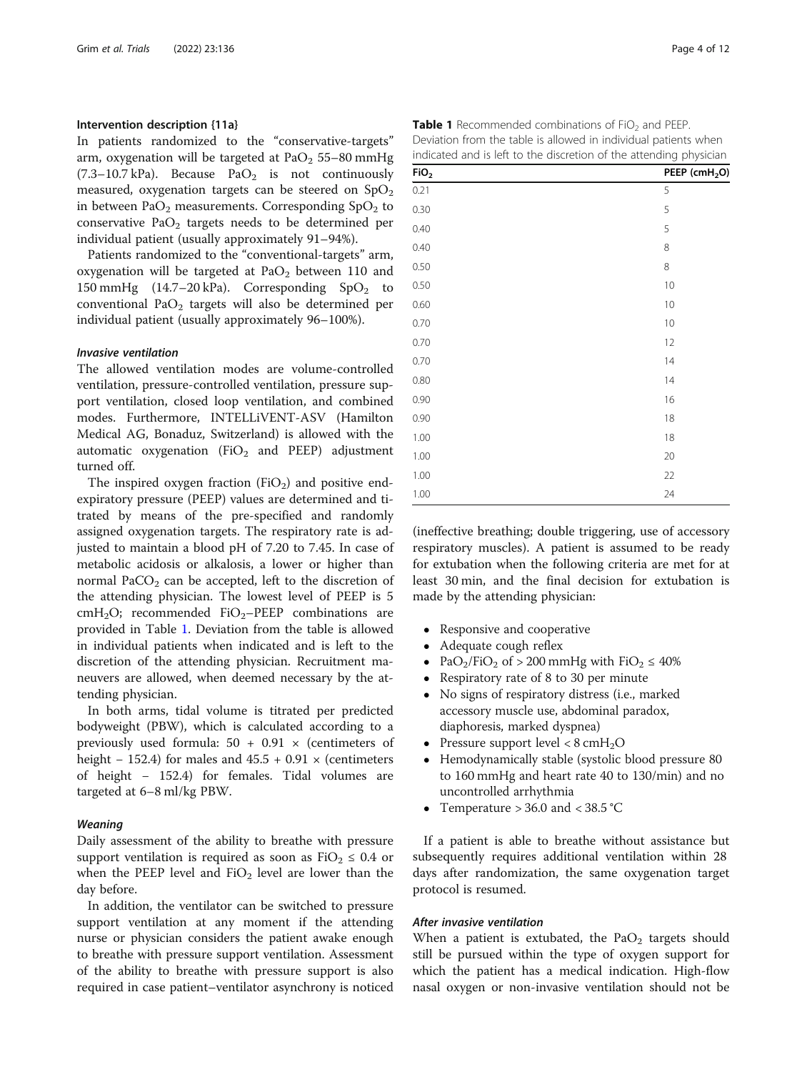### Intervention description {11a}

In patients randomized to the "conservative-targets" arm, oxygenation will be targeted at $PaO_2$ 55–80 mmHg (7.3–10.7 kPa). Because $PaO_2$ is not continuously measured, oxygenation targets can be steered on $SpO_2$ in between $PaO_2$ measurements. Corresponding $SpO_2$ to conservative $PaO_2$ targets needs to be determined per individual patient (usually approximately 91–94%).

Patients randomized to the "conventional-targets" arm, oxygenation will be targeted at $PaO_2$ between 110 and 150 mmHg (14.7–20 kPa). Corresponding $SpO_2$ to conventional $PaO_2$ targets will also be determined per individual patient (usually approximately 96–100%).

#### *Invasive ventilation*

The allowed ventilation modes are volume-controlled ventilation, pressure-controlled ventilation, pressure support ventilation, closed loop ventilation, and combined modes. Furthermore, INTELLiVENT-ASV (Hamilton Medical AG, Bonaduz, Switzerland) is allowed with the automatic oxygenation ($FiO_2$ and PEEP) adjustment turned off.

The inspired oxygen fraction ($FiO_2$) and positive end-expiratory pressure (PEEP) values are determined and titrated by means of the pre-specified and randomly assigned oxygenation targets. The respiratory rate is adjusted to maintain a blood pH of 7.20 to 7.45. In case of metabolic acidosis or alkalosis, a lower or higher than normal $PaCO_2$ can be accepted, left to the discretion of the attending physician. The lowest level of PEEP is 5 $cmH_2O$; recommended $FiO_2$–PEEP combinations are provided in Table 1. Deviation from the table is allowed in individual patients when indicated and is left to the discretion of the attending physician. Recruitment maneuvers are allowed, when deemed necessary by the attending physician.

In both arms, tidal volume is titrated per predicted bodyweight (PBW), which is calculated according to a previously used formula: $50 + 0.91 \times$ (centimeters of height − 152.4) for males and $45.5 + 0.91 \times$ (centimeters of height − 152.4) for females. Tidal volumes are targeted at 6–8 ml/kg PBW.

#### *Weaning*

Daily assessment of the ability to breathe with pressure support ventilation is required as soon as $FiO_2 \leq 0.4$ or when the PEEP level and $FiO_2$ level are lower than the day before.

In addition, the ventilator can be switched to pressure support ventilation at any moment if the attending nurse or physician considers the patient awake enough to breathe with pressure support ventilation. Assessment of the ability to breathe with pressure support is also required in case patient–ventilator asynchrony is noticed (ineffective breathing; double triggering, use of accessory respiratory muscles). A patient is assumed to be ready for extubation when the following criteria are met for at least 30 min, and the final decision for extubation is made by the attending physician:

- Responsive and cooperative
- Adequate cough reflex
- $PaO_2/FiO_2$ of > 200 mmHg with $FiO_2 \leq 40\%$
- Respiratory rate of 8 to 30 per minute
- No signs of respiratory distress (i.e., marked accessory muscle use, abdominal paradox, diaphoresis, marked dyspnea)
- Pressure support level < 8 $cmH_2O$
- Hemodynamically stable (systolic blood pressure 80 to 160 mmHg and heart rate 40 to 130/min) and no uncontrolled arrhythmia
- Temperature > 36.0 and < 38.5 °C

If a patient is able to breathe without assistance but subsequently requires additional ventilation within 28 days after randomization, the same oxygenation target protocol is resumed.

#### *After invasive ventilation*

When a patient is extubated, the $PaO_2$ targets should still be pursued within the type of oxygen support for which the patient has a medical indication. High-flow nasal oxygen or non-invasive ventilation should not be

**Table 1** Recommended combinations of $FiO_2$ and PEEP. Deviation from the table is allowed in individual patients when indicated and is left to the discretion of the attending physician

| $FiO_2$ | PEEP ($cmH_2O$) |
|---|---|
| 0.21 | 5 |
| 0.30 | 5 |
| 0.40 | 5 |
| 0.40 | 8 |
| 0.50 | 8 |
| 0.50 | 10 |
| 0.60 | 10 |
| 0.70 | 10 |
| 0.70 | 12 |
| 0.70 | 14 |
| 0.80 | 14 |
| 0.90 | 16 |
| 0.90 | 18 |
| 1.00 | 18 |
| 1.00 | 20 |
| 1.00 | 22 |
| 1.00 | 24 |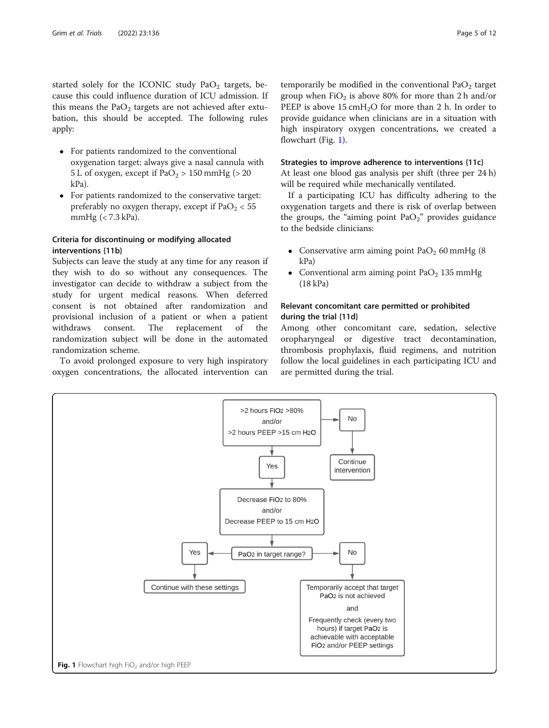started solely for the ICONIC study $PaO_2$ targets, because this could influence duration of ICU admission. If this means the $PaO_2$ targets are not achieved after extubation, this should be accepted. The following rules apply:

- For patients randomized to the conventional oxygenation target: always give a nasal cannula with 5 L of oxygen, except if $PaO_2$ > 150 mmHg (> 20 kPa).
- For patients randomized to the conservative target: preferably no oxygen therapy, except if $PaO_2$ < 55 mmHg (< 7.3 kPa).

### Criteria for discontinuing or modifying allocated interventions {11b}

Subjects can leave the study at any time for any reason if they wish to do so without any consequences. The investigator can decide to withdraw a subject from the study for urgent medical reasons. When deferred consent is not obtained after randomization and provisional inclusion of a patient or when a patient withdraws consent. The replacement of the randomization subject will be done in the automated randomization scheme.

To avoid prolonged exposure to very high inspiratory oxygen concentrations, the allocated intervention can temporarily be modified in the conventional $PaO_2$ target group when $FiO_2$ is above 80% for more than 2 h and/or PEEP is above 15 $cmH_2O$ for more than 2 h. In order to provide guidance when clinicians are in a situation with high inspiratory oxygen concentrations, we created a flowchart (Fig. 1).

### Strategies to improve adherence to interventions {11c}

At least one blood gas analysis per shift (three per 24 h) will be required while mechanically ventilated.

If a participating ICU has difficulty adhering to the oxygenation targets and there is risk of overlap between the groups, the "aiming point $PaO_2$" provides guidance to the bedside clinicians:

- Conservative arm aiming point $PaO_2$ 60 mmHg (8 kPa)
- Conventional arm aiming point $PaO_2$ 135 mmHg (18 kPa)

### Relevant concomitant care permitted or prohibited during the trial {11d}

Among other concomitant care, sedation, selective oropharyngeal or digestive tract decontamination, thrombosis prophylaxis, fluid regimens, and nutrition follow the local guidelines in each participating ICU and are permitted during the trial.

>2 hours $FiO_2$ >80% and/or >2 hours PEEP >15 cm $H_2O$ → No → Continue intervention

→ Yes → Decrease $FiO_2$ to 80% and/or Decrease PEEP to 15 cm $H_2O$ → $PaO_2$ in target range?

- Yes → Continue with these settings
- No → Temporarily accept that target $PaO_2$ is not achieved and Frequently check (every two hours) if target $PaO_2$ is achievable with acceptable $FiO_2$ and/or PEEP settings

**Fig. 1** Flowchart high $FiO_2$ and/or high PEEP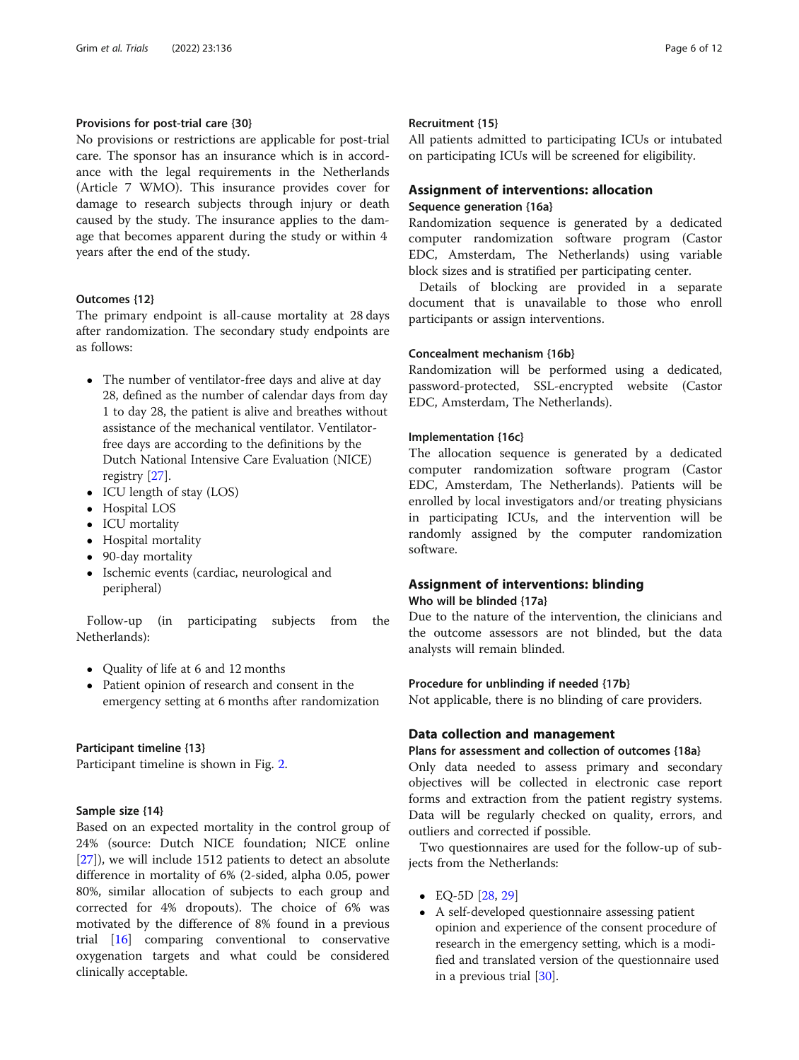### Provisions for post-trial care {30}

No provisions or restrictions are applicable for post-trial care. The sponsor has an insurance which is in accordance with the legal requirements in the Netherlands (Article 7 WMO). This insurance provides cover for damage to research subjects through injury or death caused by the study. The insurance applies to the damage that becomes apparent during the study or within 4 years after the end of the study.

### Outcomes {12}

The primary endpoint is all-cause mortality at 28 days after randomization. The secondary study endpoints are as follows:

- The number of ventilator-free days and alive at day 28, defined as the number of calendar days from day 1 to day 28, the patient is alive and breathes without assistance of the mechanical ventilator. Ventilator-free days are according to the definitions by the Dutch National Intensive Care Evaluation (NICE) registry [27].
- ICU length of stay (LOS)
- Hospital LOS
- ICU mortality
- Hospital mortality
- 90-day mortality
- Ischemic events (cardiac, neurological and peripheral)

Follow-up (in participating subjects from the Netherlands):

- Quality of life at 6 and 12 months
- Patient opinion of research and consent in the emergency setting at 6 months after randomization

### Participant timeline {13}

Participant timeline is shown in Fig. 2.

### Sample size {14}

Based on an expected mortality in the control group of 24% (source: Dutch NICE foundation; NICE online [27]), we will include 1512 patients to detect an absolute difference in mortality of 6% (2-sided, alpha 0.05, power 80%, similar allocation of subjects to each group and corrected for 4% dropouts). The choice of 6% was motivated by the difference of 8% found in a previous trial [16] comparing conventional to conservative oxygenation targets and what could be considered clinically acceptable.

### Recruitment {15}

All patients admitted to participating ICUs or intubated on participating ICUs will be screened for eligibility.

## Assignment of interventions: allocation

### Sequence generation {16a}

Randomization sequence is generated by a dedicated computer randomization software program (Castor EDC, Amsterdam, The Netherlands) using variable block sizes and is stratified per participating center.

Details of blocking are provided in a separate document that is unavailable to those who enroll participants or assign interventions.

### Concealment mechanism {16b}

Randomization will be performed using a dedicated, password-protected, SSL-encrypted website (Castor EDC, Amsterdam, The Netherlands).

### Implementation {16c}

The allocation sequence is generated by a dedicated computer randomization software program (Castor EDC, Amsterdam, The Netherlands). Patients will be enrolled by local investigators and/or treating physicians in participating ICUs, and the intervention will be randomly assigned by the computer randomization software.

## Assignment of interventions: blinding

### Who will be blinded {17a}

Due to the nature of the intervention, the clinicians and the outcome assessors are not blinded, but the data analysts will remain blinded.

### Procedure for unblinding if needed {17b}

Not applicable, there is no blinding of care providers.

## Data collection and management

### Plans for assessment and collection of outcomes {18a}

Only data needed to assess primary and secondary objectives will be collected in electronic case report forms and extraction from the patient registry systems. Data will be regularly checked on quality, errors, and outliers and corrected if possible.

Two questionnaires are used for the follow-up of subjects from the Netherlands:

- EQ-5D [28, 29]
- A self-developed questionnaire assessing patient opinion and experience of the consent procedure of research in the emergency setting, which is a modified and translated version of the questionnaire used in a previous trial [30].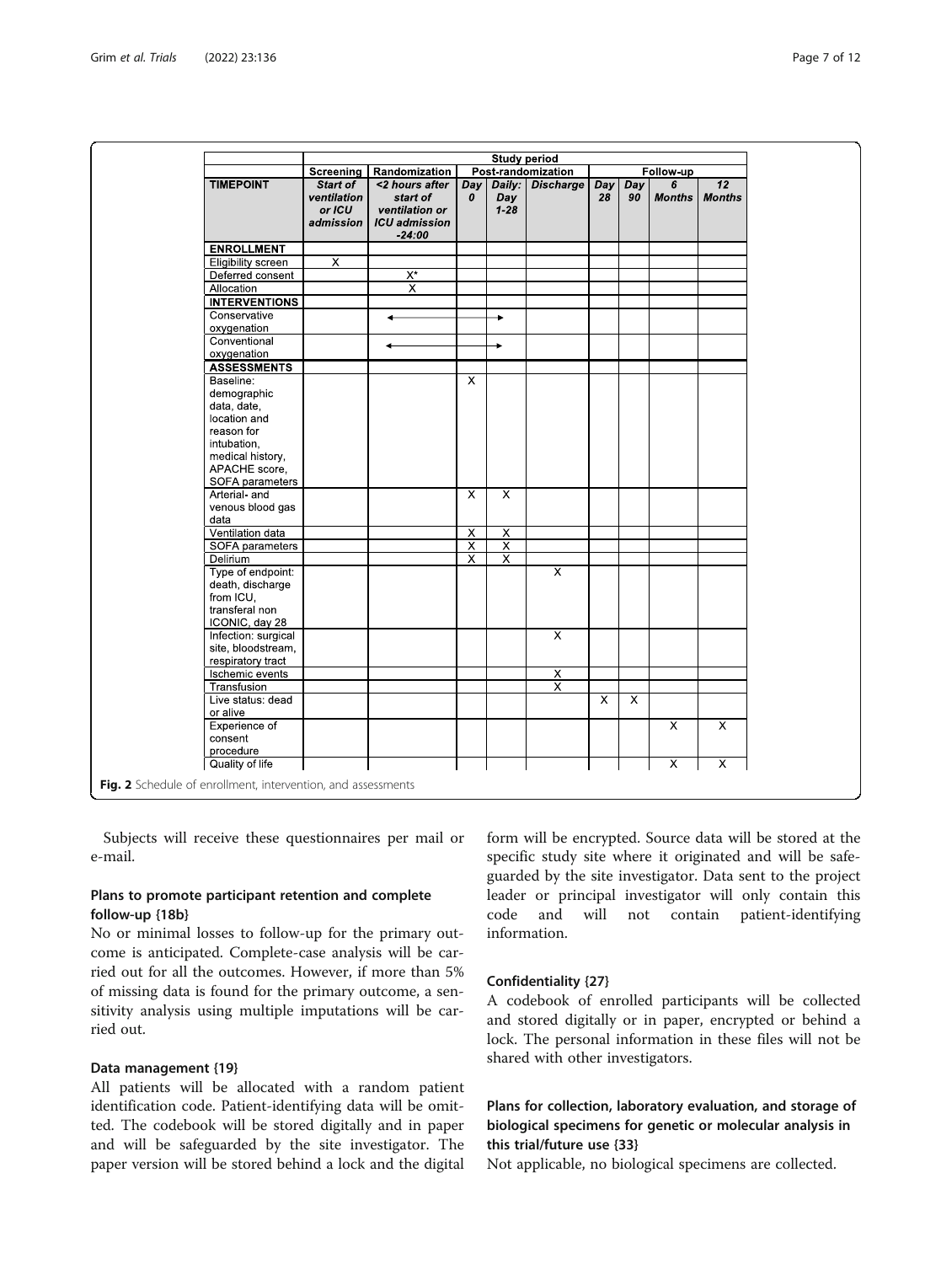| | Study period | | | | | | | | |
|---|---|---|---|---|---|---|---|---|---|
| | Screening | Randomization | Post-randomization | | | Follow-up | | | |
| **TIMEPOINT** | *Start of ventilation or ICU admission* | *<2 hours after start of ventilation or ICU admission -24:00* | *Day 0* | *Daily: Day 1-28* | *Discharge* | *Day 28* | *Day 90* | *6 Months* | *12 Months* |
| **ENROLLMENT** | | | | | | | | | |
| Eligibility screen | X | | | | | | | | |
| Deferred consent | | X* | | | | | | | |
| Allocation | | X | | | | | | | |
| **INTERVENTIONS** | | | | | | | | | |
| Conservative oxygenation | | ← | ——— | → | | | | | |
| Conventional oxygenation | | ← | ——— | → | | | | | |
| **ASSESSMENTS** | | | | | | | | | |
| Baseline: demographic data, date, location and reason for intubation, medical history, APACHE score, SOFA parameters | | | X | | | | | | |
| Arterial- and venous blood gas data | | | X | X | | | | | |
| Ventilation data | | | X | X | | | | | |
| SOFA parameters | | | X | X | | | | | |
| Delirium | | | X | X | | | | | |
| Type of endpoint: death, discharge from ICU, transferal non ICONIC, day 28 | | | | | X | | | | |
| Infection: surgical site, bloodstream, respiratory tract | | | | | X | | | | |
| Ischemic events | | | | | X | | | | |
| Transfusion | | | | | X | | | | |
| Live status: dead or alive | | | | | | X | X | | |
| Experience of consent procedure | | | | | | | | X | X |
| Quality of life | | | | | | | | X | X |

**Fig. 2** Schedule of enrollment, intervention, and assessments

Subjects will receive these questionnaires per mail or e-mail.

### Plans to promote participant retention and complete follow-up {18b}

No or minimal losses to follow-up for the primary outcome is anticipated. Complete-case analysis will be carried out for all the outcomes. However, if more than 5% of missing data is found for the primary outcome, a sensitivity analysis using multiple imputations will be carried out.

### Data management {19}

All patients will be allocated with a random patient identification code. Patient-identifying data will be omitted. The codebook will be stored digitally and in paper and will be safeguarded by the site investigator. The paper version will be stored behind a lock and the digital form will be encrypted. Source data will be stored at the specific study site where it originated and will be safeguarded by the site investigator. Data sent to the project leader or principal investigator will only contain this code and will not contain patient-identifying information.

### Confidentiality {27}

A codebook of enrolled participants will be collected and stored digitally or in paper, encrypted or behind a lock. The personal information in these files will not be shared with other investigators.

### Plans for collection, laboratory evaluation, and storage of biological specimens for genetic or molecular analysis in this trial/future use {33}

Not applicable, no biological specimens are collected.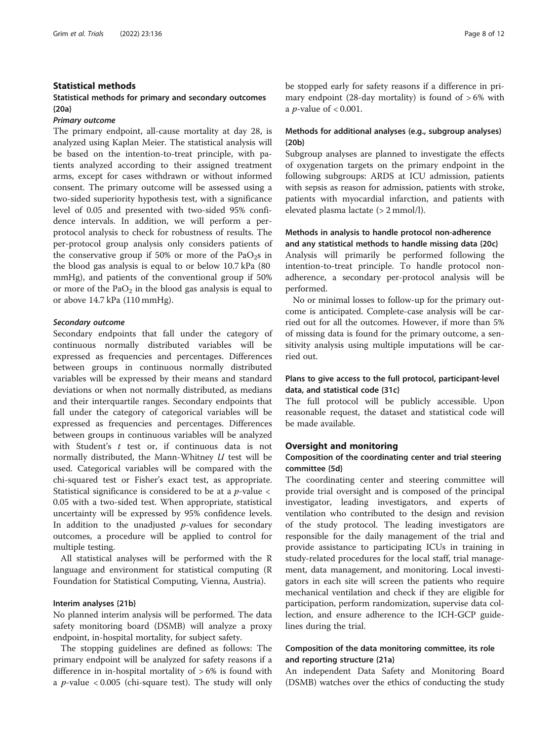## Statistical methods

### Statistical methods for primary and secondary outcomes {20a}

#### *Primary outcome*

The primary endpoint, all-cause mortality at day 28, is analyzed using Kaplan Meier. The statistical analysis will be based on the intention-to-treat principle, with patients analyzed according to their assigned treatment arms, except for cases withdrawn or without informed consent. The primary outcome will be assessed using a two-sided superiority hypothesis test, with a significance level of 0.05 and presented with two-sided 95% confidence intervals. In addition, we will perform a per-protocol analysis to check for robustness of results. The per-protocol group analysis only considers patients of the conservative group if 50% or more of the $PaO_2$s in the blood gas analysis is equal to or below 10.7 kPa (80 mmHg), and patients of the conventional group if 50% or more of the $PaO_2$ in the blood gas analysis is equal to or above 14.7 kPa (110 mmHg).

#### *Secondary outcome*

Secondary endpoints that fall under the category of continuous normally distributed variables will be expressed as frequencies and percentages. Differences between groups in continuous normally distributed variables will be expressed by their means and standard deviations or when not normally distributed, as medians and their interquartile ranges. Secondary endpoints that fall under the category of categorical variables will be expressed as frequencies and percentages. Differences between groups in continuous variables will be analyzed with Student's *t* test or, if continuous data is not normally distributed, the Mann-Whitney *U* test will be used. Categorical variables will be compared with the chi-squared test or Fisher's exact test, as appropriate. Statistical significance is considered to be at a $p$-value < 0.05 with a two-sided test. When appropriate, statistical uncertainty will be expressed by 95% confidence levels. In addition to the unadjusted $p$-values for secondary outcomes, a procedure will be applied to control for multiple testing.

All statistical analyses will be performed with the R language and environment for statistical computing (R Foundation for Statistical Computing, Vienna, Austria).

### Interim analyses {21b}

No planned interim analysis will be performed. The data safety monitoring board (DSMB) will analyze a proxy endpoint, in-hospital mortality, for subject safety.

The stopping guidelines are defined as follows: The primary endpoint will be analyzed for safety reasons if a difference in in-hospital mortality of > 6% is found with a $p$-value < 0.005 (chi-square test). The study will only be stopped early for safety reasons if a difference in primary endpoint (28-day mortality) is found of > 6% with a $p$-value of < 0.001.

### Methods for additional analyses (e.g., subgroup analyses) {20b}

Subgroup analyses are planned to investigate the effects of oxygenation targets on the primary endpoint in the following subgroups: ARDS at ICU admission, patients with sepsis as reason for admission, patients with stroke, patients with myocardial infarction, and patients with elevated plasma lactate (> 2 mmol/l).

### Methods in analysis to handle protocol non-adherence and any statistical methods to handle missing data {20c}

Analysis will primarily be performed following the intention-to-treat principle. To handle protocol non-adherence, a secondary per-protocol analysis will be performed.

No or minimal losses to follow-up for the primary outcome is anticipated. Complete-case analysis will be carried out for all the outcomes. However, if more than 5% of missing data is found for the primary outcome, a sensitivity analysis using multiple imputations will be carried out.

### Plans to give access to the full protocol, participant-level data, and statistical code {31c}

The full protocol will be publicly accessible. Upon reasonable request, the dataset and statistical code will be made available.

## Oversight and monitoring

### Composition of the coordinating center and trial steering committee {5d}

The coordinating center and steering committee will provide trial oversight and is composed of the principal investigator, leading investigators, and experts of ventilation who contributed to the design and revision of the study protocol. The leading investigators are responsible for the daily management of the trial and provide assistance to participating ICUs in training in study-related procedures for the local staff, trial management, data management, and monitoring. Local investigators in each site will screen the patients who require mechanical ventilation and check if they are eligible for participation, perform randomization, supervise data collection, and ensure adherence to the ICH-GCP guidelines during the trial.

### Composition of the data monitoring committee, its role and reporting structure {21a}

An independent Data Safety and Monitoring Board (DSMB) watches over the ethics of conducting the study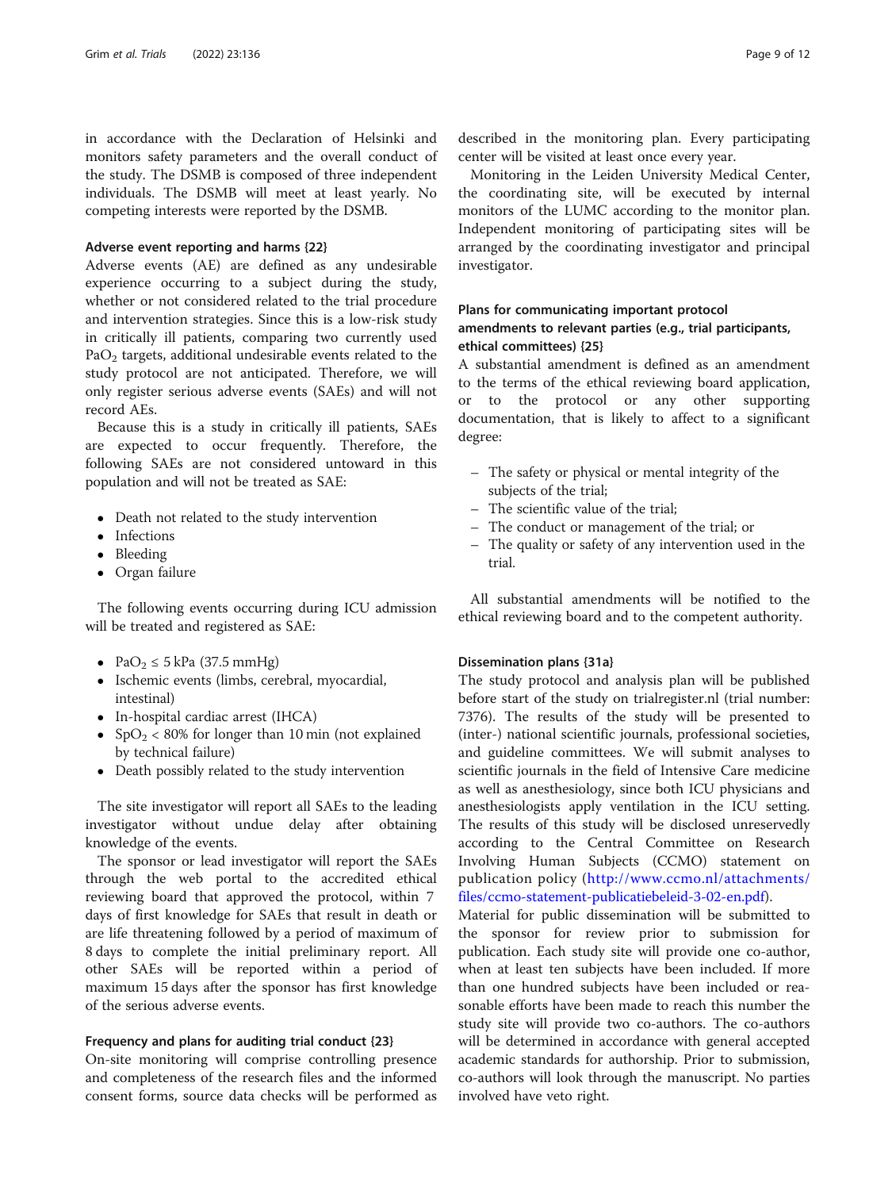in accordance with the Declaration of Helsinki and monitors safety parameters and the overall conduct of the study. The DSMB is composed of three independent individuals. The DSMB will meet at least yearly. No competing interests were reported by the DSMB.

### Adverse event reporting and harms {22}

Adverse events (AE) are defined as any undesirable experience occurring to a subject during the study, whether or not considered related to the trial procedure and intervention strategies. Since this is a low-risk study in critically ill patients, comparing two currently used $PaO_2$ targets, additional undesirable events related to the study protocol are not anticipated. Therefore, we will only register serious adverse events (SAEs) and will not record AEs.

Because this is a study in critically ill patients, SAEs are expected to occur frequently. Therefore, the following SAEs are not considered untoward in this population and will not be treated as SAE:

- Death not related to the study intervention
- Infections
- Bleeding
- Organ failure

The following events occurring during ICU admission will be treated and registered as SAE:

- $PaO_2 \leq 5$ kPa (37.5 mmHg)
- Ischemic events (limbs, cerebral, myocardial, intestinal)
- In-hospital cardiac arrest (IHCA)
- $SpO_2 < 80\%$ for longer than 10 min (not explained by technical failure)
- Death possibly related to the study intervention

The site investigator will report all SAEs to the leading investigator without undue delay after obtaining knowledge of the events.

The sponsor or lead investigator will report the SAEs through the web portal to the accredited ethical reviewing board that approved the protocol, within 7 days of first knowledge for SAEs that result in death or are life threatening followed by a period of maximum of 8 days to complete the initial preliminary report. All other SAEs will be reported within a period of maximum 15 days after the sponsor has first knowledge of the serious adverse events.

### Frequency and plans for auditing trial conduct {23}

On-site monitoring will comprise controlling presence and completeness of the research files and the informed consent forms, source data checks will be performed as described in the monitoring plan. Every participating center will be visited at least once every year.

Monitoring in the Leiden University Medical Center, the coordinating site, will be executed by internal monitors of the LUMC according to the monitor plan. Independent monitoring of participating sites will be arranged by the coordinating investigator and principal investigator.

### Plans for communicating important protocol amendments to relevant parties (e.g., trial participants, ethical committees) {25}

A substantial amendment is defined as an amendment to the terms of the ethical reviewing board application, or to the protocol or any other supporting documentation, that is likely to affect to a significant degree:

- The safety or physical or mental integrity of the subjects of the trial;
- The scientific value of the trial;
- The conduct or management of the trial; or
- The quality or safety of any intervention used in the trial.

All substantial amendments will be notified to the ethical reviewing board and to the competent authority.

### Dissemination plans {31a}

The study protocol and analysis plan will be published before start of the study on trialregister.nl (trial number: 7376). The results of the study will be presented to (inter-) national scientific journals, professional societies, and guideline committees. We will submit analyses to scientific journals in the field of Intensive Care medicine as well as anesthesiology, since both ICU physicians and anesthesiologists apply ventilation in the ICU setting. The results of this study will be disclosed unreservedly according to the Central Committee on Research Involving Human Subjects (CCMO) statement on publication policy (http://www.ccmo.nl/attachments/files/ccmo-statement-publicatiebeleid-3-02-en.pdf).

Material for public dissemination will be submitted to the sponsor for review prior to submission for publication. Each study site will provide one co-author, when at least ten subjects have been included. If more than one hundred subjects have been included or reasonable efforts have been made to reach this number the study site will provide two co-authors. The co-authors will be determined in accordance with general accepted academic standards for authorship. Prior to submission, co-authors will look through the manuscript. No parties involved have veto right.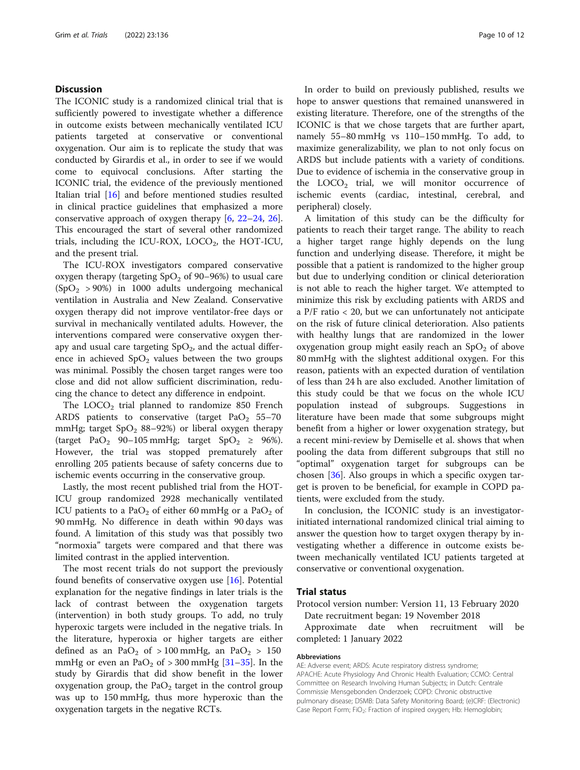## Discussion

The ICONIC study is a randomized clinical trial that is sufficiently powered to investigate whether a difference in outcome exists between mechanically ventilated ICU patients targeted at conservative or conventional oxygenation. Our aim is to replicate the study that was conducted by Girardis et al., in order to see if we would come to equivocal conclusions. After starting the ICONIC trial, the evidence of the previously mentioned Italian trial [16] and before mentioned studies resulted in clinical practice guidelines that emphasized a more conservative approach of oxygen therapy [6, 22–24, 26]. This encouraged the start of several other randomized trials, including the ICU-ROX, $LOCO_2$, the HOT-ICU, and the present trial.

The ICU-ROX investigators compared conservative oxygen therapy (targeting $SpO_2$ of 90–96%) to usual care ($SpO_2$ > 90%) in 1000 adults undergoing mechanical ventilation in Australia and New Zealand. Conservative oxygen therapy did not improve ventilator-free days or survival in mechanically ventilated adults. However, the interventions compared were conservative oxygen therapy and usual care targeting $SpO_2$, and the actual difference in achieved $SpO_2$ values between the two groups was minimal. Possibly the chosen target ranges were too close and did not allow sufficient discrimination, reducing the chance to detect any difference in endpoint.

The $LOCO_2$ trial planned to randomize 850 French ARDS patients to conservative (target $PaO_2$ 55–70 mmHg; target $SpO_2$ 88–92%) or liberal oxygen therapy (target $PaO_2$ 90–105 mmHg; target $SpO_2$ ≥ 96%). However, the trial was stopped prematurely after enrolling 205 patients because of safety concerns due to ischemic events occurring in the conservative group.

Lastly, the most recent published trial from the HOT-ICU group randomized 2928 mechanically ventilated ICU patients to a $PaO_2$ of either 60 mmHg or a $PaO_2$ of 90 mmHg. No difference in death within 90 days was found. A limitation of this study was that possibly two "normoxia" targets were compared and that there was limited contrast in the applied intervention.

The most recent trials do not support the previously found benefits of conservative oxygen use [16]. Potential explanation for the negative findings in later trials is the lack of contrast between the oxygenation targets (intervention) in both study groups. To add, no truly hyperoxic targets were included in the negative trials. In the literature, hyperoxia or higher targets are either defined as an $PaO_2$ of > 100 mmHg, an $PaO_2$ > 150 mmHg or even an $PaO_2$ of > 300 mmHg [31–35]. In the study by Girardis that did show benefit in the lower oxygenation group, the $PaO_2$ target in the control group was up to 150 mmHg, thus more hyperoxic than the oxygenation targets in the negative RCTs.

In order to build on previously published, results we hope to answer questions that remained unanswered in existing literature. Therefore, one of the strengths of the ICONIC is that we chose targets that are further apart, namely 55–80 mmHg vs 110–150 mmHg. To add, to maximize generalizability, we plan to not only focus on ARDS but include patients with a variety of conditions. Due to evidence of ischemia in the conservative group in the $LOCO_2$ trial, we will monitor occurrence of ischemic events (cardiac, intestinal, cerebral, and peripheral) closely.

A limitation of this study can be the difficulty for patients to reach their target range. The ability to reach a higher target range highly depends on the lung function and underlying disease. Therefore, it might be possible that a patient is randomized to the higher group but due to underlying condition or clinical deterioration is not able to reach the higher target. We attempted to minimize this risk by excluding patients with ARDS and a P/F ratio < 20, but we can unfortunately not anticipate on the risk of future clinical deterioration. Also patients with healthy lungs that are randomized in the lower oxygenation group might easily reach an $SpO_2$ of above 80 mmHg with the slightest additional oxygen. For this reason, patients with an expected duration of ventilation of less than 24 h are also excluded. Another limitation of this study could be that we focus on the whole ICU population instead of subgroups. Suggestions in literature have been made that some subgroups might benefit from a higher or lower oxygenation strategy, but a recent mini-review by Demiselle et al. shows that when pooling the data from different subgroups that still no "optimal" oxygenation target for subgroups can be chosen [36]. Also groups in which a specific oxygen target is proven to be beneficial, for example in COPD patients, were excluded from the study.

In conclusion, the ICONIC study is an investigator-initiated international randomized clinical trial aiming to answer the question how to target oxygen therapy by investigating whether a difference in outcome exists between mechanically ventilated ICU patients targeted at conservative or conventional oxygenation.

## Trial status

Protocol version number: Version 11, 13 February 2020

Date recruitment began: 19 November 2018

Approximate date when recruitment will be completed: 1 January 2022

#### Abbreviations

AE: Adverse event; ARDS: Acute respiratory distress syndrome; APACHE: Acute Physiology And Chronic Health Evaluation; CCMO: Central Committee on Research Involving Human Subjects; in Dutch: Centrale Commissie Mensgebonden Onderzoek; COPD: Chronic obstructive pulmonary disease; DSMB: Data Safety Monitoring Board; (e)CRF: (Electronic) Case Report Form; $FiO_2$: Fraction of inspired oxygen; Hb: Hemoglobin;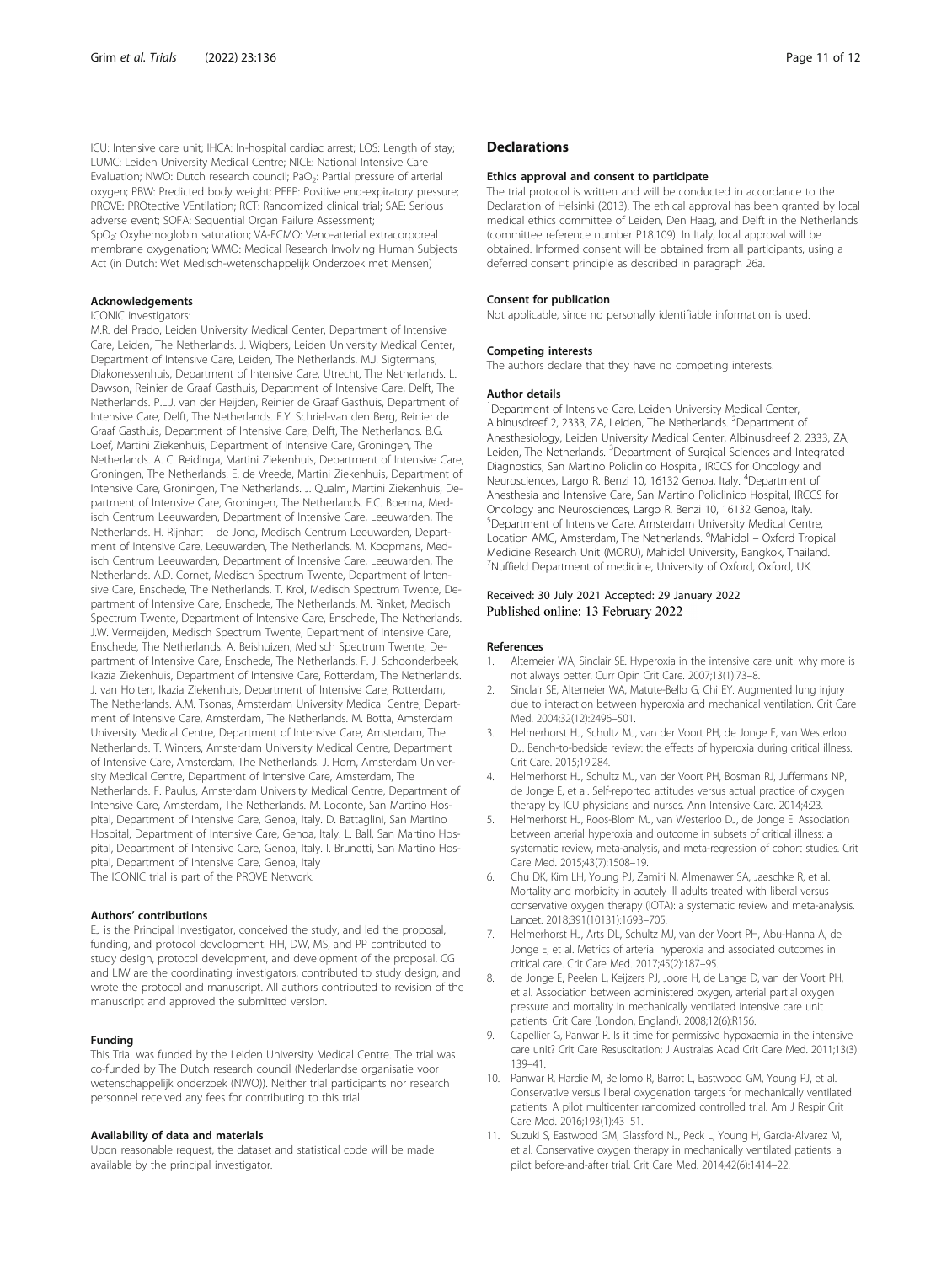ICU: Intensive care unit; IHCA: In-hospital cardiac arrest; LOS: Length of stay; LUMC: Leiden University Medical Centre; NICE: National Intensive Care Evaluation; NWO: Dutch research council; $PaO_2$: Partial pressure of arterial oxygen; PBW: Predicted body weight; PEEP: Positive end-expiratory pressure; PROVE: PROtective VEntilation; RCT: Randomized clinical trial; SAE: Serious adverse event; SOFA: Sequential Organ Failure Assessment; $SpO_2$: Oxyhemoglobin saturation; VA-ECMO: Veno-arterial extracorporeal membrane oxygenation; WMO: Medical Research Involving Human Subjects Act (in Dutch: Wet Medisch-wetenschappelijk Onderzoek met Mensen)

#### Acknowledgements

ICONIC investigators:

M.R. del Prado, Leiden University Medical Center, Department of Intensive Care, Leiden, The Netherlands. J. Wigbers, Leiden University Medical Center, Department of Intensive Care, Leiden, The Netherlands. M.J. Sigtermans, Diakonessenhuis, Department of Intensive Care, Utrecht, The Netherlands. L. Dawson, Reinier de Graaf Gasthuis, Department of Intensive Care, Delft, The Netherlands. P.L.J. van der Heijden, Reinier de Graaf Gasthuis, Department of Intensive Care, Delft, The Netherlands. E.Y. Schriel-van den Berg, Reinier de Graaf Gasthuis, Department of Intensive Care, Delft, The Netherlands. B.G. Loef, Martini Ziekenhuis, Department of Intensive Care, Groningen, The Netherlands. A. C. Reidinga, Martini Ziekenhuis, Department of Intensive Care, Groningen, The Netherlands. E. de Vreede, Martini Ziekenhuis, Department of Intensive Care, Groningen, The Netherlands. J. Qualm, Martini Ziekenhuis, Department of Intensive Care, Groningen, The Netherlands. E.C. Boerma, Medisch Centrum Leeuwarden, Department of Intensive Care, Leeuwarden, The Netherlands. H. Rijnhart – de Jong, Medisch Centrum Leeuwarden, Department of Intensive Care, Leeuwarden, The Netherlands. M. Koopmans, Medisch Centrum Leeuwarden, Department of Intensive Care, Leeuwarden, The Netherlands. A.D. Cornet, Medisch Spectrum Twente, Department of Intensive Care, Enschede, The Netherlands. T. Krol, Medisch Spectrum Twente, Department of Intensive Care, Enschede, The Netherlands. M. Rinket, Medisch Spectrum Twente, Department of Intensive Care, Enschede, The Netherlands. J.W. Vermeijden, Medisch Spectrum Twente, Department of Intensive Care, Enschede, The Netherlands. A. Beishuizen, Medisch Spectrum Twente, Department of Intensive Care, Enschede, The Netherlands. F. J. Schoonderbeek, Ikazia Ziekenhuis, Department of Intensive Care, Rotterdam, The Netherlands. J. van Holten, Ikazia Ziekenhuis, Department of Intensive Care, Rotterdam, The Netherlands. A.M. Tsonas, Amsterdam University Medical Centre, Department of Intensive Care, Amsterdam, The Netherlands. M. Botta, Amsterdam University Medical Centre, Department of Intensive Care, Amsterdam, The Netherlands. T. Winters, Amsterdam University Medical Centre, Department of Intensive Care, Amsterdam, The Netherlands. J. Horn, Amsterdam University Medical Centre, Department of Intensive Care, Amsterdam, The Netherlands. F. Paulus, Amsterdam University Medical Centre, Department of Intensive Care, Amsterdam, The Netherlands. M. Loconte, San Martino Hospital, Department of Intensive Care, Genoa, Italy. D. Battaglini, San Martino Hospital, Department of Intensive Care, Genoa, Italy. L. Ball, San Martino Hospital, Department of Intensive Care, Genoa, Italy. I. Brunetti, San Martino Hospital, Department of Intensive Care, Genoa, Italy

The ICONIC trial is part of the PROVE Network.

#### Authors' contributions

EJ is the Principal Investigator, conceived the study, and led the proposal, funding, and protocol development. HH, DW, MS, and PP contributed to study design, protocol development, and development of the proposal. CG and LIW are the coordinating investigators, contributed to study design, and wrote the protocol and manuscript. All authors contributed to revision of the manuscript and approved the submitted version.

#### Funding

This Trial was funded by the Leiden University Medical Centre. The trial was co-funded by The Dutch research council (Nederlandse organisatie voor wetenschappelijk onderzoek (NWO)). Neither trial participants nor research personnel received any fees for contributing to this trial.

#### Availability of data and materials

Upon reasonable request, the dataset and statistical code will be made available by the principal investigator.

## Declarations

#### Ethics approval and consent to participate

The trial protocol is written and will be conducted in accordance to the Declaration of Helsinki (2013). The ethical approval has been granted by local medical ethics committee of Leiden, Den Haag, and Delft in the Netherlands (committee reference number P18.109). In Italy, local approval will be obtained. Informed consent will be obtained from all participants, using a deferred consent principle as described in paragraph 26a.

#### Consent for publication

Not applicable, since no personally identifiable information is used.

#### Competing interests

The authors declare that they have no competing interests.

#### Author details

[1]Department of Intensive Care, Leiden University Medical Center, Albinusdreef 2, 2333, ZA, Leiden, The Netherlands. [2]Department of Anesthesiology, Leiden University Medical Center, Albinusdreef 2, 2333, ZA, Leiden, The Netherlands. [3]Department of Surgical Sciences and Integrated Diagnostics, San Martino Policlinico Hospital, IRCCS for Oncology and Neurosciences, Largo R. Benzi 10, 16132 Genoa, Italy. [4]Department of Anesthesia and Intensive Care, San Martino Policlinico Hospital, IRCCS for Oncology and Neurosciences, Largo R. Benzi 10, 16132 Genoa, Italy. [5]Department of Intensive Care, Amsterdam University Medical Centre, Location AMC, Amsterdam, The Netherlands. [6]Mahidol – Oxford Tropical Medicine Research Unit (MORU), Mahidol University, Bangkok, Thailand. [7]Nuffield Department of medicine, University of Oxford, Oxford, UK.

Received: 30 July 2021 Accepted: 29 January 2022
Published online: 13 February 2022

#### References

1. Altemeier WA, Sinclair SE. Hyperoxia in the intensive care unit: why more is not always better. Curr Opin Crit Care. 2007;13(1):73–8.
2. Sinclair SE, Altemeier WA, Matute-Bello G, Chi EY. Augmented lung injury due to interaction between hyperoxia and mechanical ventilation. Crit Care Med. 2004;32(12):2496–501.
3. Helmerhorst HJ, Schultz MJ, van der Voort PH, de Jonge E, van Westerloo DJ. Bench-to-bedside review: the effects of hyperoxia during critical illness. Crit Care. 2015;19:284.
4. Helmerhorst HJ, Schultz MJ, van der Voort PH, Bosman RJ, Juffermans NP, de Jonge E, et al. Self-reported attitudes versus actual practice of oxygen therapy by ICU physicians and nurses. Ann Intensive Care. 2014;4:23.
5. Helmerhorst HJ, Roos-Blom MJ, van Westerloo DJ, de Jonge E. Association between arterial hyperoxia and outcome in subsets of critical illness: a systematic review, meta-analysis, and meta-regression of cohort studies. Crit Care Med. 2015;43(7):1508–19.
6. Chu DK, Kim LH, Young PJ, Zamiri N, Almenawer SA, Jaeschke R, et al. Mortality and morbidity in acutely ill adults treated with liberal versus conservative oxygen therapy (IOTA): a systematic review and meta-analysis. Lancet. 2018;391(10131):1693–705.
7. Helmerhorst HJ, Arts DL, Schultz MJ, van der Voort PH, Abu-Hanna A, de Jonge E, et al. Metrics of arterial hyperoxia and associated outcomes in critical care. Crit Care Med. 2017;45(2):187–95.
8. de Jonge E, Peelen L, Keijzers PJ, Joore H, de Lange D, van der Voort PH, et al. Association between administered oxygen, arterial partial oxygen pressure and mortality in mechanically ventilated intensive care unit patients. Crit Care (London, England). 2008;12(6):R156.
9. Capellier G, Panwar R. Is it time for permissive hypoxaemia in the intensive care unit? Crit Care Resuscitation: J Australas Acad Crit Care Med. 2011;13(3): 139–41.
10. Panwar R, Hardie M, Bellomo R, Barrot L, Eastwood GM, Young PJ, et al. Conservative versus liberal oxygenation targets for mechanically ventilated patients. A pilot multicenter randomized controlled trial. Am J Respir Crit Care Med. 2016;193(1):43–51.
11. Suzuki S, Eastwood GM, Glassford NJ, Peck L, Young H, Garcia-Alvarez M, et al. Conservative oxygen therapy in mechanically ventilated patients: a pilot before-and-after trial. Crit Care Med. 2014;42(6):1414–22.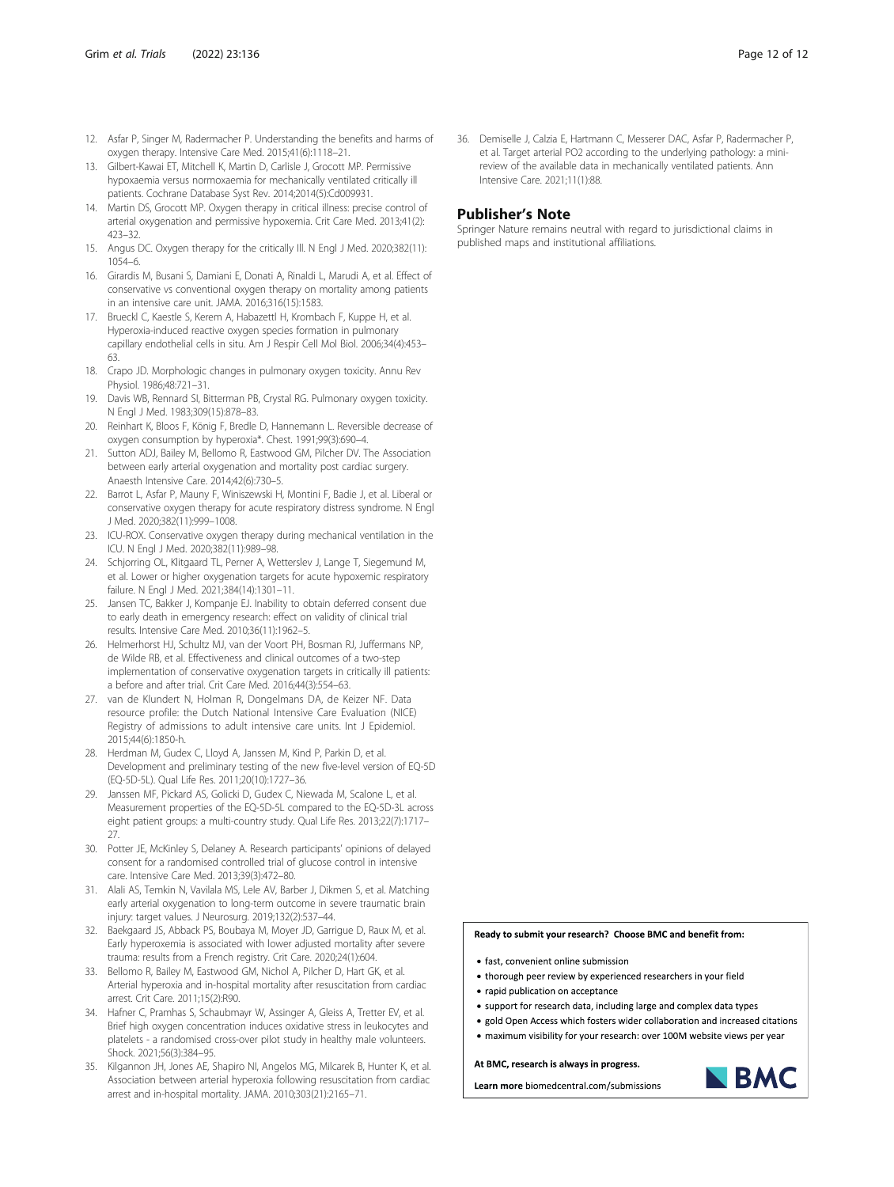12. Asfar P, Singer M, Radermacher P. Understanding the benefits and harms of oxygen therapy. Intensive Care Med. 2015;41(6):1118–21.
13. Gilbert-Kawai ET, Mitchell K, Martin D, Carlisle J, Grocott MP. Permissive hypoxaemia versus normoxaemia for mechanically ventilated critically ill patients. Cochrane Database Syst Rev. 2014;2014(5):Cd009931.
14. Martin DS, Grocott MP. Oxygen therapy in critical illness: precise control of arterial oxygenation and permissive hypoxemia. Crit Care Med. 2013;41(2): 423–32.
15. Angus DC. Oxygen therapy for the critically Ill. N Engl J Med. 2020;382(11): 1054–6.
16. Girardis M, Busani S, Damiani E, Donati A, Rinaldi L, Marudi A, et al. Effect of conservative vs conventional oxygen therapy on mortality among patients in an intensive care unit. JAMA. 2016;316(15):1583.
17. Brueckl C, Kaestle S, Kerem A, Habazettl H, Krombach F, Kuppe H, et al. Hyperoxia-induced reactive oxygen species formation in pulmonary capillary endothelial cells in situ. Am J Respir Cell Mol Biol. 2006;34(4):453–63.
18. Crapo JD. Morphologic changes in pulmonary oxygen toxicity. Annu Rev Physiol. 1986;48:721–31.
19. Davis WB, Rennard SI, Bitterman PB, Crystal RG. Pulmonary oxygen toxicity. N Engl J Med. 1983;309(15):878–83.
20. Reinhart K, Bloos F, König F, Bredle D, Hannemann L. Reversible decrease of oxygen consumption by hyperoxia*. Chest. 1991;99(3):690–4.
21. Sutton ADJ, Bailey M, Bellomo R, Eastwood GM, Pilcher DV. The Association between early arterial oxygenation and mortality post cardiac surgery. Anaesth Intensive Care. 2014;42(6):730–5.
22. Barrot L, Asfar P, Mauny F, Winiszewski H, Montini F, Badie J, et al. Liberal or conservative oxygen therapy for acute respiratory distress syndrome. N Engl J Med. 2020;382(11):999–1008.
23. ICU-ROX. Conservative oxygen therapy during mechanical ventilation in the ICU. N Engl J Med. 2020;382(11):989–98.
24. Schjorring OL, Klitgaard TL, Perner A, Wetterslev J, Lange T, Siegemund M, et al. Lower or higher oxygenation targets for acute hypoxemic respiratory failure. N Engl J Med. 2021;384(14):1301–11.
25. Jansen TC, Bakker J, Kompanje EJ. Inability to obtain deferred consent due to early death in emergency research: effect on validity of clinical trial results. Intensive Care Med. 2010;36(11):1962–5.
26. Helmerhorst HJ, Schultz MJ, van der Voort PH, Bosman RJ, Juffermans NP, de Wilde RB, et al. Effectiveness and clinical outcomes of a two-step implementation of conservative oxygenation targets in critically ill patients: a before and after trial. Crit Care Med. 2016;44(3):554–63.
27. van de Klundert N, Holman R, Dongelmans DA, de Keizer NF. Data resource profile: the Dutch National Intensive Care Evaluation (NICE) Registry of admissions to adult intensive care units. Int J Epidemiol. 2015;44(6):1850-h.
28. Herdman M, Gudex C, Lloyd A, Janssen M, Kind P, Parkin D, et al. Development and preliminary testing of the new five-level version of EQ-5D (EQ-5D-5L). Qual Life Res. 2011;20(10):1727–36.
29. Janssen MF, Pickard AS, Golicki D, Gudex C, Niewada M, Scalone L, et al. Measurement properties of the EQ-5D-5L compared to the EQ-5D-3L across eight patient groups: a multi-country study. Qual Life Res. 2013;22(7):1717–27.
30. Potter JE, McKinley S, Delaney A. Research participants' opinions of delayed consent for a randomised controlled trial of glucose control in intensive care. Intensive Care Med. 2013;39(3):472–80.
31. Alali AS, Temkin N, Vavilala MS, Lele AV, Barber J, Dikmen S, et al. Matching early arterial oxygenation to long-term outcome in severe traumatic brain injury: target values. J Neurosurg. 2019;132(2):537–44.
32. Baekgaard JS, Abback PS, Boubaya M, Moyer JD, Garrigue D, Raux M, et al. Early hyperoxemia is associated with lower adjusted mortality after severe trauma: results from a French registry. Crit Care. 2020;24(1):604.
33. Bellomo R, Bailey M, Eastwood GM, Nichol A, Pilcher D, Hart GK, et al. Arterial hyperoxia and in-hospital mortality after resuscitation from cardiac arrest. Crit Care. 2011;15(2):R90.
34. Hafner C, Pramhas S, Schaubmayr W, Assinger A, Gleiss A, Tretter EV, et al. Brief high oxygen concentration induces oxidative stress in leukocytes and platelets - a randomised cross-over pilot study in healthy male volunteers. Shock. 2021;56(3):384–95.
35. Kilgannon JH, Jones AE, Shapiro NI, Angelos MG, Milcarek B, Hunter K, et al. Association between arterial hyperoxia following resuscitation from cardiac arrest and in-hospital mortality. JAMA. 2010;303(21):2165–71.
36. Demiselle J, Calzia E, Hartmann C, Messerer DAC, Asfar P, Radermacher P, et al. Target arterial PO2 according to the underlying pathology: a mini-review of the available data in mechanically ventilated patients. Ann Intensive Care. 2021;11(1):88.

## Publisher's Note

Springer Nature remains neutral with regard to jurisdictional claims in published maps and institutional affiliations.

**Ready to submit your research? Choose BMC and benefit from:**

- fast, convenient online submission
- thorough peer review by experienced researchers in your field
- rapid publication on acceptance
- support for research data, including large and complex data types
- gold Open Access which fosters wider collaboration and increased citations
- maximum visibility for your research: over 100M website views per year

**At BMC, research is always in progress.**

**Learn more** biomedcentral.com/submissions

BMC